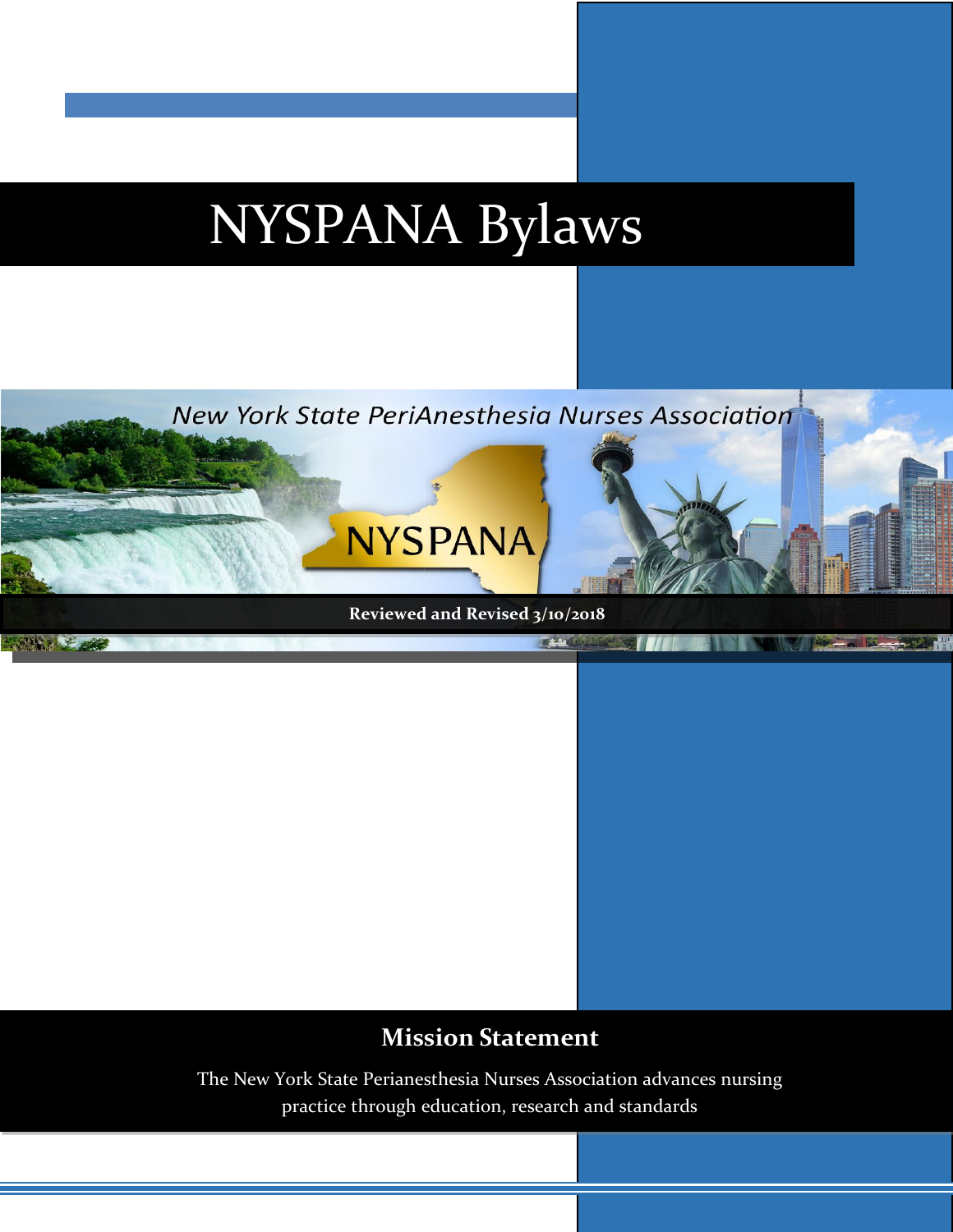# NYSPANA Bylaws

*New York State PeriAnesthesia Nurses Association*

NYSPANA

**Reviewed and Revised 3/10/2018**

## Mission Statement

The New York State Perianesthesia Nurses Association advances nursing practice through education, research and standards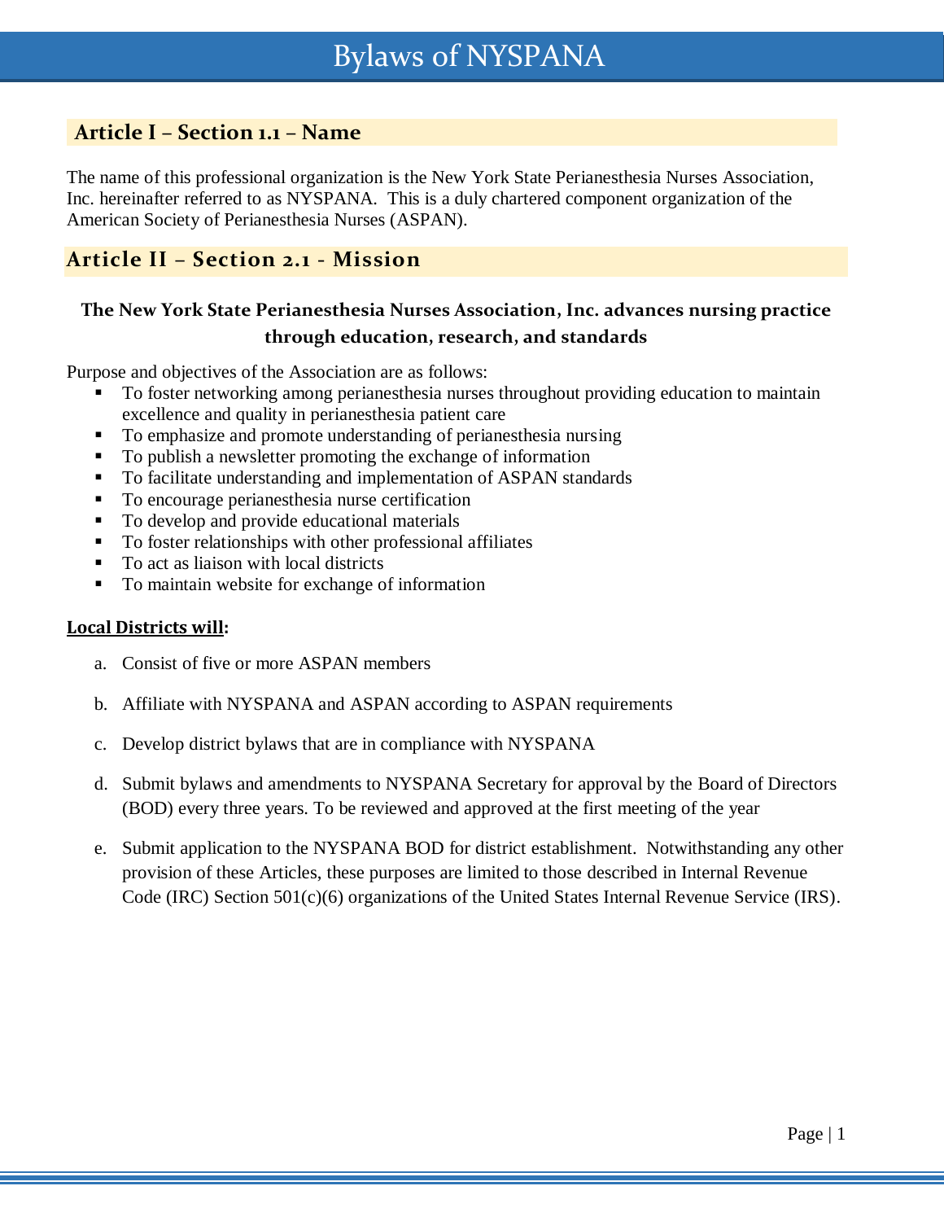# Bylaws of NYSPANA

## Article I – Section 1.1 – Name

The name of this professional organization is the New York State Perianesthesia Nurses Association, Inc. hereinafter referred to as NYSPANA. This is a duly chartered component organization of the American Society of Perianesthesia Nurses (ASPAN).

## Article II – Section 2.1 - Mission

**The New York State Perianesthesia Nurses Association, Inc. advances nursing practice through education, research, and standards**

Purpose and objectives of the Association are as follows:

- To foster networking among perianesthesia nurses throughout providing education to maintain excellence and quality in perianesthesia patient care
- To emphasize and promote understanding of perianesthesia nursing
- To publish a newsletter promoting the exchange of information
- To facilitate understanding and implementation of ASPAN standards
- To encourage perianesthesia nurse certification
- To develop and provide educational materials
- To foster relationships with other professional affiliates
- To act as liaison with local districts
- To maintain website for exchange of information

**Local Districts will:**

a. Consist of five or more ASPAN members

b. Affiliate with NYSPANA and ASPAN according to ASPAN requirements

c. Develop district bylaws that are in compliance with NYSPANA

d. Submit bylaws and amendments to NYSPANA Secretary for approval by the Board of Directors (BOD) every three years. To be reviewed and approved at the first meeting of the year

e. Submit application to the NYSPANA BOD for district establishment. Notwithstanding any other provision of these Articles, these purposes are limited to those described in Internal Revenue Code (IRC) Section 501(c)(6) organizations of the United States Internal Revenue Service (IRS).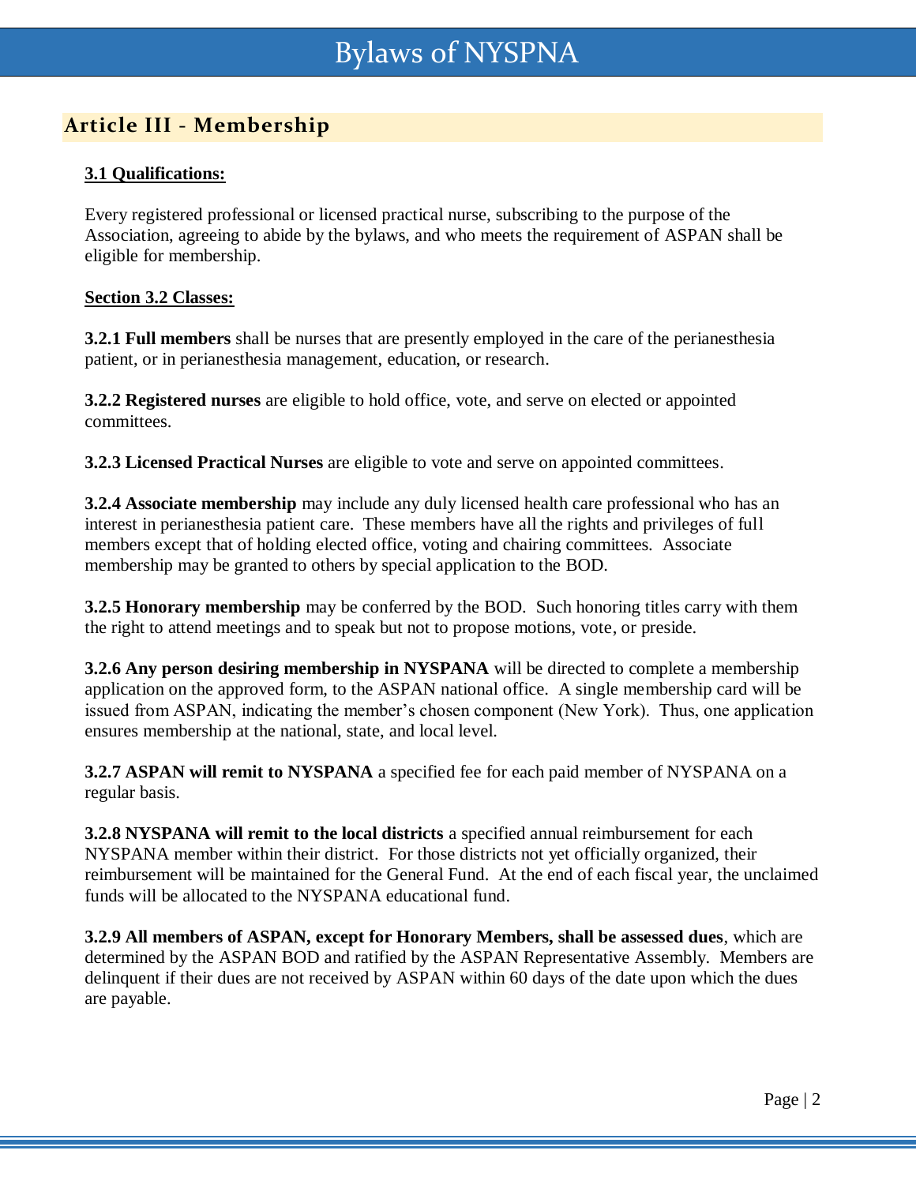## Article III - Membership

### 3.1 Qualifications:

Every registered professional or licensed practical nurse, subscribing to the purpose of the Association, agreeing to abide by the bylaws, and who meets the requirement of ASPAN shall be eligible for membership.

### Section 3.2 Classes:

**3.2.1 Full members** shall be nurses that are presently employed in the care of the perianesthesia patient, or in perianesthesia management, education, or research.

**3.2.2 Registered nurses** are eligible to hold office, vote, and serve on elected or appointed committees.

**3.2.3 Licensed Practical Nurses** are eligible to vote and serve on appointed committees.

**3.2.4 Associate membership** may include any duly licensed health care professional who has an interest in perianesthesia patient care. These members have all the rights and privileges of full members except that of holding elected office, voting and chairing committees. Associate membership may be granted to others by special application to the BOD.

**3.2.5 Honorary membership** may be conferred by the BOD. Such honoring titles carry with them the right to attend meetings and to speak but not to propose motions, vote, or preside.

**3.2.6 Any person desiring membership in NYSPANA** will be directed to complete a membership application on the approved form, to the ASPAN national office. A single membership card will be issued from ASPAN, indicating the member's chosen component (New York). Thus, one application ensures membership at the national, state, and local level.

**3.2.7 ASPAN will remit to NYSPANA** a specified fee for each paid member of NYSPANA on a regular basis.

**3.2.8 NYSPANA will remit to the local districts** a specified annual reimbursement for each NYSPANA member within their district. For those districts not yet officially organized, their reimbursement will be maintained for the General Fund. At the end of each fiscal year, the unclaimed funds will be allocated to the NYSPANA educational fund.

**3.2.9 All members of ASPAN, except for Honorary Members, shall be assessed dues**, which are determined by the ASPAN BOD and ratified by the ASPAN Representative Assembly. Members are delinquent if their dues are not received by ASPAN within 60 days of the date upon which the dues are payable.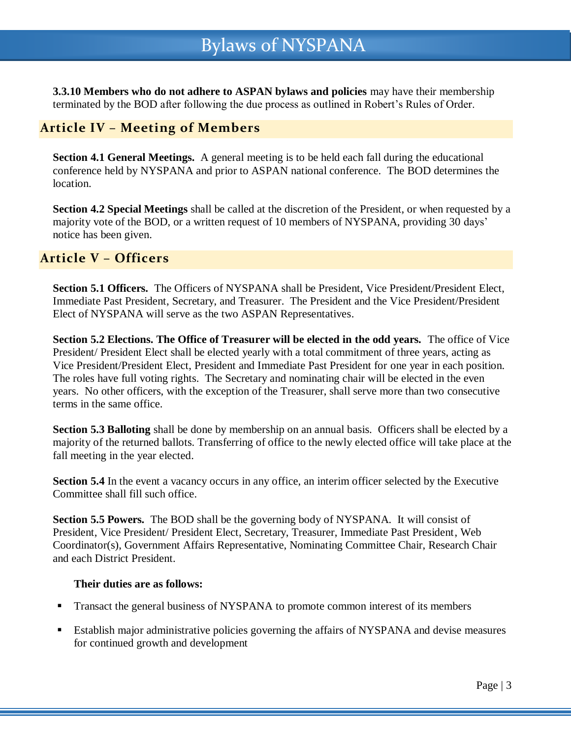**3.3.10 Members who do not adhere to ASPAN bylaws and policies** may have their membership terminated by the BOD after following the due process as outlined in Robert's Rules of Order.

## Article IV – Meeting of Members

**Section 4.1 General Meetings.** A general meeting is to be held each fall during the educational conference held by NYSPANA and prior to ASPAN national conference. The BOD determines the location.

**Section 4.2 Special Meetings** shall be called at the discretion of the President, or when requested by a majority vote of the BOD, or a written request of 10 members of NYSPANA, providing 30 days' notice has been given.

## Article V – Officers

**Section 5.1 Officers.** The Officers of NYSPANA shall be President, Vice President/President Elect, Immediate Past President, Secretary, and Treasurer. The President and the Vice President/President Elect of NYSPANA will serve as the two ASPAN Representatives.

**Section 5.2 Elections. The Office of Treasurer will be elected in the odd years.** The office of Vice President/ President Elect shall be elected yearly with a total commitment of three years, acting as Vice President/President Elect, President and Immediate Past President for one year in each position. The roles have full voting rights. The Secretary and nominating chair will be elected in the even years. No other officers, with the exception of the Treasurer, shall serve more than two consecutive terms in the same office.

**Section 5.3 Balloting** shall be done by membership on an annual basis. Officers shall be elected by a majority of the returned ballots. Transferring of office to the newly elected office will take place at the fall meeting in the year elected.

**Section 5.4** In the event a vacancy occurs in any office, an interim officer selected by the Executive Committee shall fill such office.

**Section 5.5 Powers.** The BOD shall be the governing body of NYSPANA. It will consist of President, Vice President/ President Elect, Secretary, Treasurer, Immediate Past President, Web Coordinator(s), Government Affairs Representative, Nominating Committee Chair, Research Chair and each District President.

**Their duties are as follows:**

- Transact the general business of NYSPANA to promote common interest of its members
- Establish major administrative policies governing the affairs of NYSPANA and devise measures for continued growth and development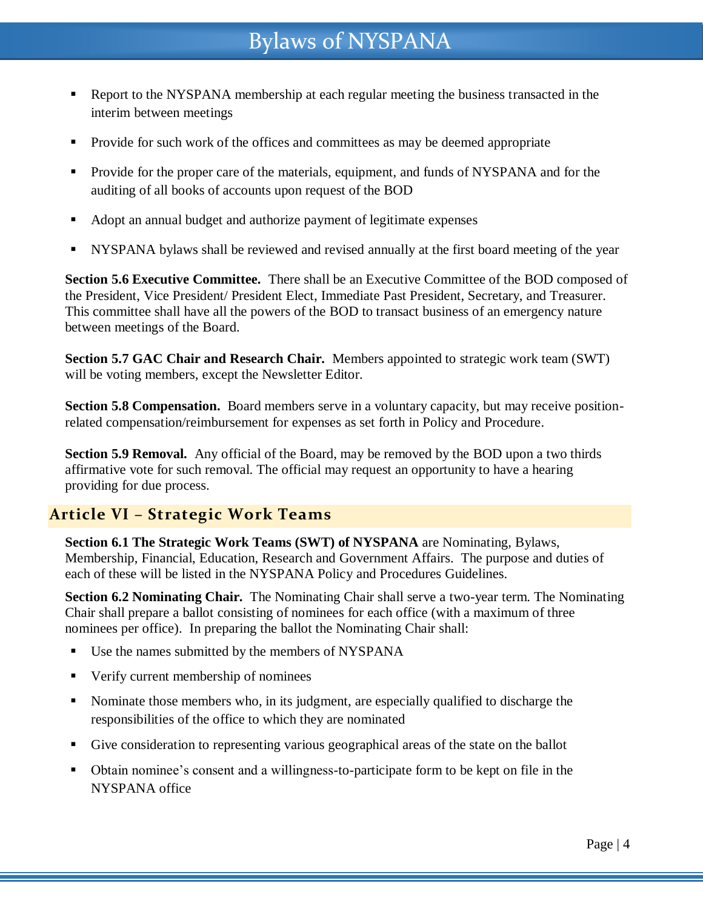- Report to the NYSPANA membership at each regular meeting the business transacted in the interim between meetings
- Provide for such work of the offices and committees as may be deemed appropriate
- Provide for the proper care of the materials, equipment, and funds of NYSPANA and for the auditing of all books of accounts upon request of the BOD
- Adopt an annual budget and authorize payment of legitimate expenses
- NYSPANA bylaws shall be reviewed and revised annually at the first board meeting of the year

**Section 5.6 Executive Committee.** There shall be an Executive Committee of the BOD composed of the President, Vice President/ President Elect, Immediate Past President, Secretary, and Treasurer. This committee shall have all the powers of the BOD to transact business of an emergency nature between meetings of the Board.

**Section 5.7 GAC Chair and Research Chair.** Members appointed to strategic work team (SWT) will be voting members, except the Newsletter Editor.

**Section 5.8 Compensation.** Board members serve in a voluntary capacity, but may receive position-related compensation/reimbursement for expenses as set forth in Policy and Procedure.

**Section 5.9 Removal.** Any official of the Board, may be removed by the BOD upon a two thirds affirmative vote for such removal. The official may request an opportunity to have a hearing providing for due process.

## Article VI – Strategic Work Teams

**Section 6.1 The Strategic Work Teams (SWT) of NYSPANA** are Nominating, Bylaws, Membership, Financial, Education, Research and Government Affairs. The purpose and duties of each of these will be listed in the NYSPANA Policy and Procedures Guidelines.

**Section 6.2 Nominating Chair.** The Nominating Chair shall serve a two-year term. The Nominating Chair shall prepare a ballot consisting of nominees for each office (with a maximum of three nominees per office). In preparing the ballot the Nominating Chair shall:

- Use the names submitted by the members of NYSPANA
- Verify current membership of nominees
- Nominate those members who, in its judgment, are especially qualified to discharge the responsibilities of the office to which they are nominated
- Give consideration to representing various geographical areas of the state on the ballot
- Obtain nominee's consent and a willingness-to-participate form to be kept on file in the NYSPANA office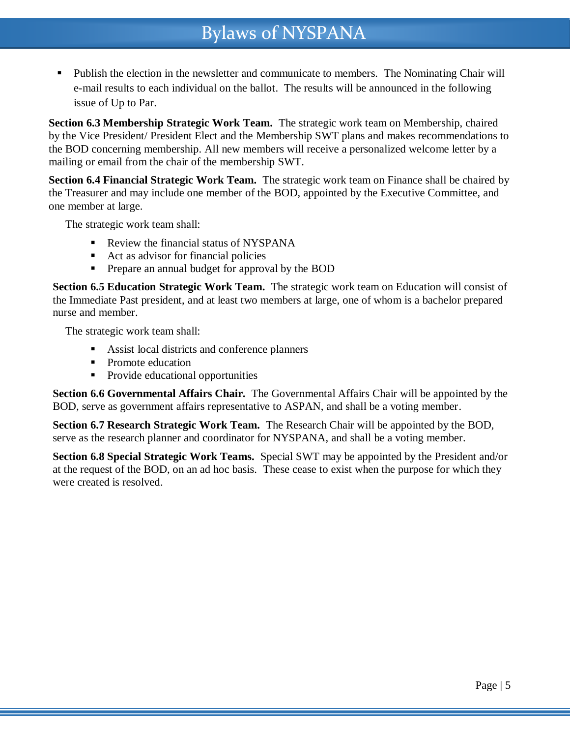- Publish the election in the newsletter and communicate to members. The Nominating Chair will e-mail results to each individual on the ballot. The results will be announced in the following issue of Up to Par.

**Section 6.3 Membership Strategic Work Team.** The strategic work team on Membership, chaired by the Vice President/ President Elect and the Membership SWT plans and makes recommendations to the BOD concerning membership. All new members will receive a personalized welcome letter by a mailing or email from the chair of the membership SWT.

**Section 6.4 Financial Strategic Work Team.** The strategic work team on Finance shall be chaired by the Treasurer and may include one member of the BOD, appointed by the Executive Committee, and one member at large.

The strategic work team shall:

- Review the financial status of NYSPANA
- Act as advisor for financial policies
- Prepare an annual budget for approval by the BOD

**Section 6.5 Education Strategic Work Team.** The strategic work team on Education will consist of the Immediate Past president, and at least two members at large, one of whom is a bachelor prepared nurse and member.

The strategic work team shall:

- Assist local districts and conference planners
- Promote education
- Provide educational opportunities

**Section 6.6 Governmental Affairs Chair.** The Governmental Affairs Chair will be appointed by the BOD, serve as government affairs representative to ASPAN, and shall be a voting member.

**Section 6.7 Research Strategic Work Team.** The Research Chair will be appointed by the BOD, serve as the research planner and coordinator for NYSPANA, and shall be a voting member.

**Section 6.8 Special Strategic Work Teams.** Special SWT may be appointed by the President and/or at the request of the BOD, on an ad hoc basis. These cease to exist when the purpose for which they were created is resolved.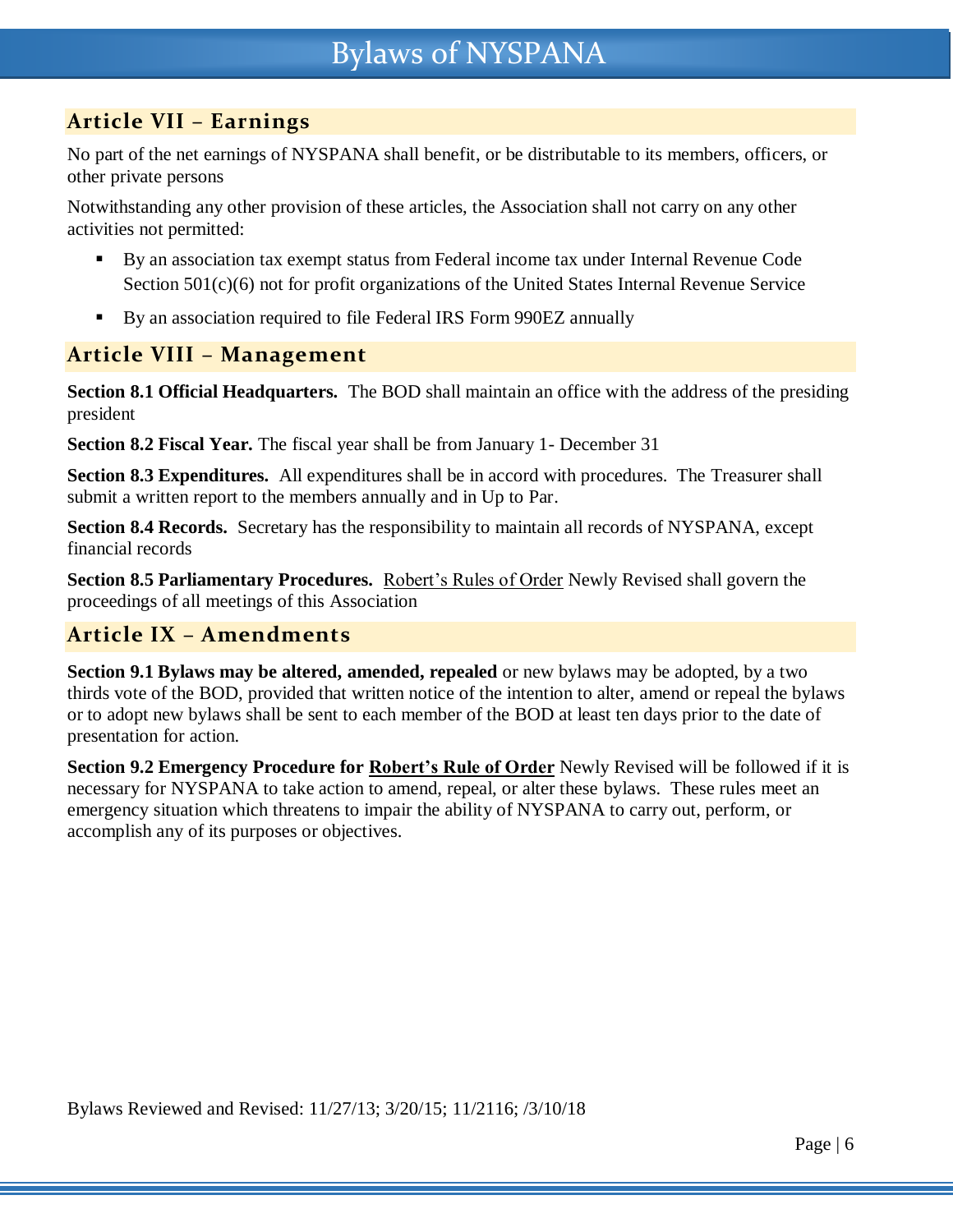## Article VII – Earnings

No part of the net earnings of NYSPANA shall benefit, or be distributable to its members, officers, or other private persons

Notwithstanding any other provision of these articles, the Association shall not carry on any other activities not permitted:

- By an association tax exempt status from Federal income tax under Internal Revenue Code Section 501(c)(6) not for profit organizations of the United States Internal Revenue Service
- By an association required to file Federal IRS Form 990EZ annually

## Article VIII – Management

**Section 8.1 Official Headquarters.** The BOD shall maintain an office with the address of the presiding president

**Section 8.2 Fiscal Year.** The fiscal year shall be from January 1- December 31

**Section 8.3 Expenditures.** All expenditures shall be in accord with procedures. The Treasurer shall submit a written report to the members annually and in Up to Par.

**Section 8.4 Records.** Secretary has the responsibility to maintain all records of NYSPANA, except financial records

**Section 8.5 Parliamentary Procedures.** Robert's Rules of Order Newly Revised shall govern the proceedings of all meetings of this Association

## Article IX – Amendments

**Section 9.1 Bylaws may be altered, amended, repealed** or new bylaws may be adopted, by a two thirds vote of the BOD, provided that written notice of the intention to alter, amend or repeal the bylaws or to adopt new bylaws shall be sent to each member of the BOD at least ten days prior to the date of presentation for action.

**Section 9.2 Emergency Procedure for Robert's Rule of Order** Newly Revised will be followed if it is necessary for NYSPANA to take action to amend, repeal, or alter these bylaws. These rules meet an emergency situation which threatens to impair the ability of NYSPANA to carry out, perform, or accomplish any of its purposes or objectives.

Bylaws Reviewed and Revised: 11/27/13; 3/20/15; 11/2116; /3/10/18